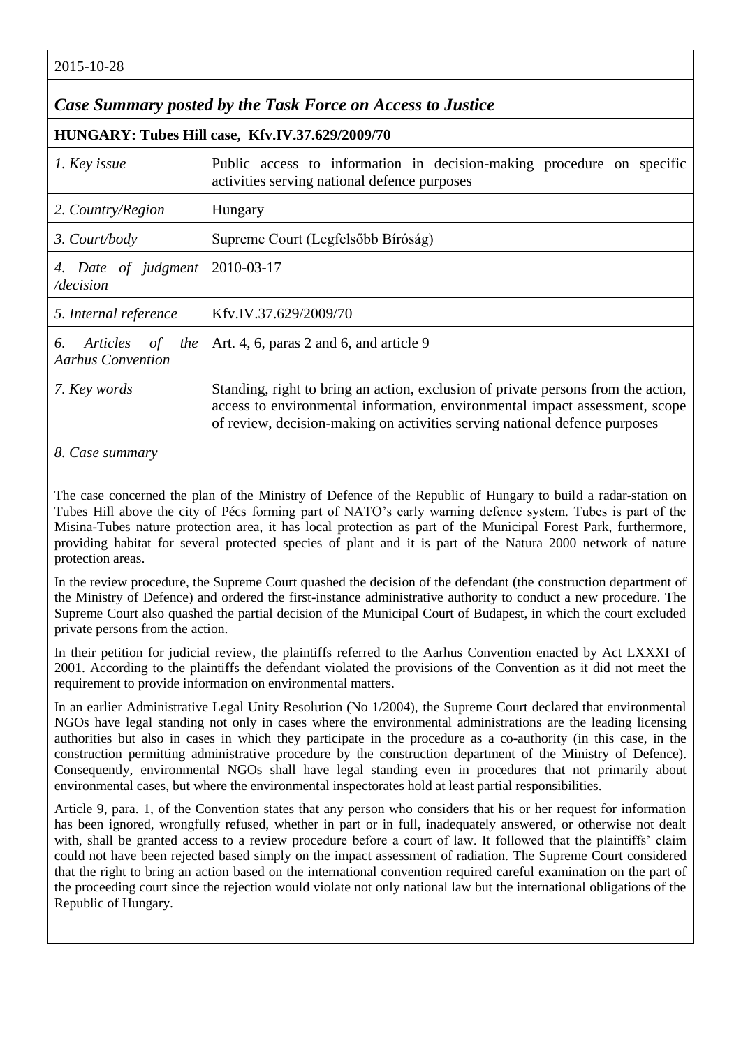2015-10-28

## *Case Summary posted by the Task Force on Access to Justice*

### HUNGARY: Tubes Hill case, Kfv.IV.37.629/2009/70

| | |
|---|---|
| *1. Key issue* | Public access to information in decision-making procedure on specific activities serving national defence purposes |
| *2. Country/Region* | Hungary |
| *3. Court/body* | Supreme Court (Legfelsőbb Bíróság) |
| *4. Date of judgment /decision* | 2010-03-17 |
| *5. Internal reference* | Kfv.IV.37.629/2009/70 |
| *6. Articles of the Aarhus Convention* | Art. 4, 6, paras 2 and 6, and article 9 |
| *7. Key words* | Standing, right to bring an action, exclusion of private persons from the action, access to environmental information, environmental impact assessment, scope of review, decision-making on activities serving national defence purposes |

*8. Case summary*

The case concerned the plan of the Ministry of Defence of the Republic of Hungary to build a radar-station on Tubes Hill above the city of Pécs forming part of NATO's early warning defence system. Tubes is part of the Misina-Tubes nature protection area, it has local protection as part of the Municipal Forest Park, furthermore, providing habitat for several protected species of plant and it is part of the Natura 2000 network of nature protection areas.

In the review procedure, the Supreme Court quashed the decision of the defendant (the construction department of the Ministry of Defence) and ordered the first-instance administrative authority to conduct a new procedure. The Supreme Court also quashed the partial decision of the Municipal Court of Budapest, in which the court excluded private persons from the action.

In their petition for judicial review, the plaintiffs referred to the Aarhus Convention enacted by Act LXXXI of 2001. According to the plaintiffs the defendant violated the provisions of the Convention as it did not meet the requirement to provide information on environmental matters.

In an earlier Administrative Legal Unity Resolution (No 1/2004), the Supreme Court declared that environmental NGOs have legal standing not only in cases where the environmental administrations are the leading licensing authorities but also in cases in which they participate in the procedure as a co-authority (in this case, in the construction permitting administrative procedure by the construction department of the Ministry of Defence). Consequently, environmental NGOs shall have legal standing even in procedures that not primarily about environmental cases, but where the environmental inspectorates hold at least partial responsibilities.

Article 9, para. 1, of the Convention states that any person who considers that his or her request for information has been ignored, wrongfully refused, whether in part or in full, inadequately answered, or otherwise not dealt with, shall be granted access to a review procedure before a court of law. It followed that the plaintiffs' claim could not have been rejected based simply on the impact assessment of radiation. The Supreme Court considered that the right to bring an action based on the international convention required careful examination on the part of the proceeding court since the rejection would violate not only national law but the international obligations of the Republic of Hungary.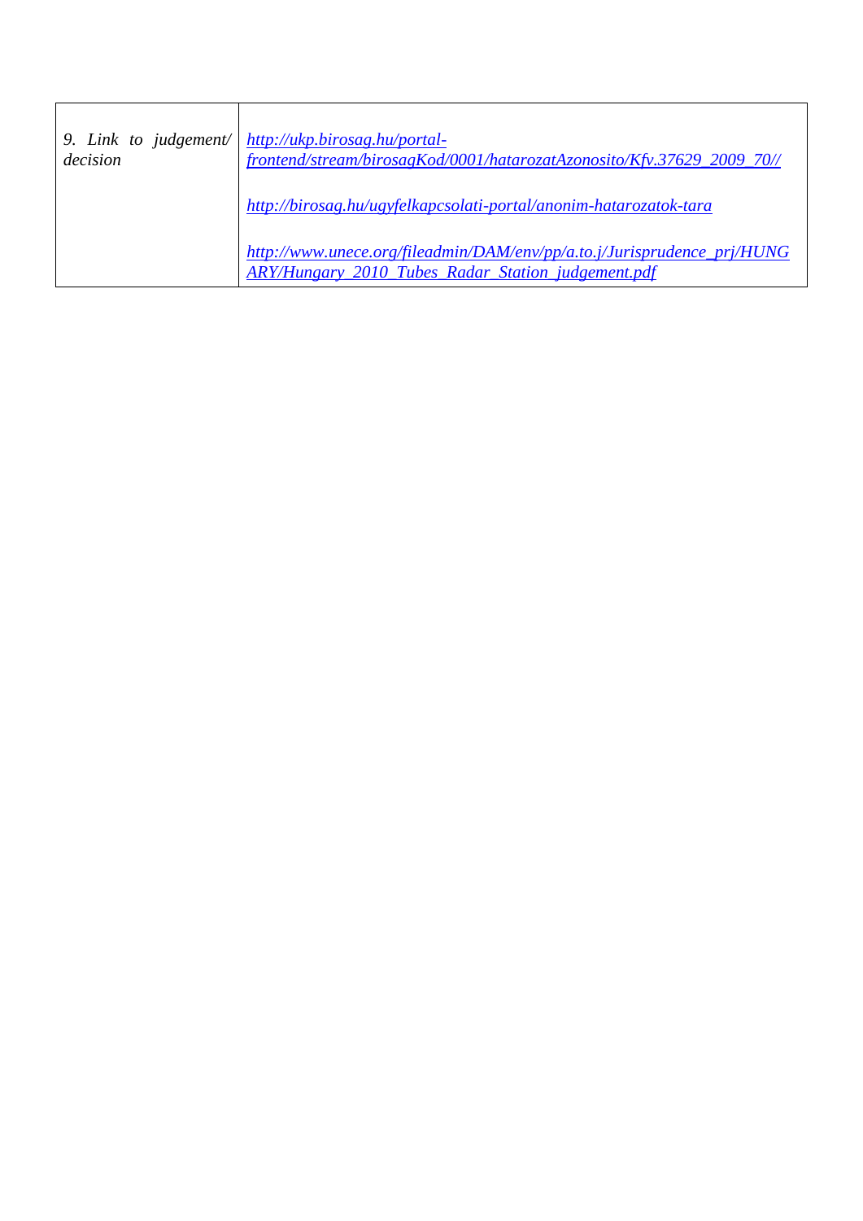| | |
|---|---|
| *9. Link to judgement/ decision* | *http://ukp.birosag.hu/portal-frontend/stream/birosagKod/0001/hatarozatAzonosito/Kfv.37629_2009_70//*<br><br>*http://birosag.hu/ugyfelkapcsolati-portal/anonim-hatarozatok-tara*<br><br>*http://www.unece.org/fileadmin/DAM/env/pp/a.to.j/Jurisprudence_prj/HUNGARY/Hungary_2010_Tubes_Radar_Station_judgement.pdf* |